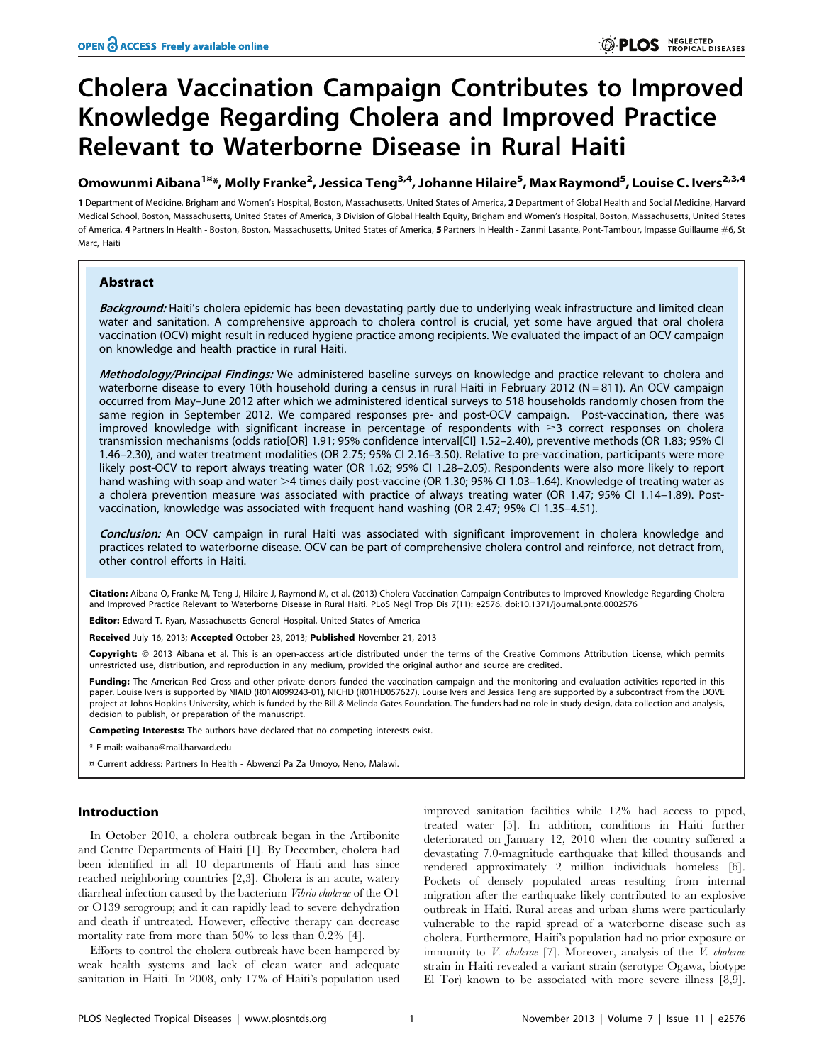# Cholera Vaccination Campaign Contributes to Improved Knowledge Regarding Cholera and Improved Practice Relevant to Waterborne Disease in Rural Haiti

**Omowunmi Aibana[1¤]*, Molly Franke[2], Jessica Teng[3,4], Johanne Hilaire[5], Max Raymond[5], Louise C. Ivers[2,3,4]**

1 Department of Medicine, Brigham and Women's Hospital, Boston, Massachusetts, United States of America, 2 Department of Global Health and Social Medicine, Harvard Medical School, Boston, Massachusetts, United States of America, 3 Division of Global Health Equity, Brigham and Women's Hospital, Boston, Massachusetts, United States of America, 4 Partners In Health - Boston, Boston, Massachusetts, United States of America, 5 Partners In Health - Zanmi Lasante, Pont-Tambour, Impasse Guillaume #6, St Marc, Haiti

## Abstract

***Background:*** Haiti's cholera epidemic has been devastating partly due to underlying weak infrastructure and limited clean water and sanitation. A comprehensive approach to cholera control is crucial, yet some have argued that oral cholera vaccination (OCV) might result in reduced hygiene practice among recipients. We evaluated the impact of an OCV campaign on knowledge and health practice in rural Haiti.

***Methodology/Principal Findings:*** We administered baseline surveys on knowledge and practice relevant to cholera and waterborne disease to every 10th household during a census in rural Haiti in February 2012 (N = 811). An OCV campaign occurred from May–June 2012 after which we administered identical surveys to 518 households randomly chosen from the same region in September 2012. We compared responses pre- and post-OCV campaign. Post-vaccination, there was improved knowledge with significant increase in percentage of respondents with ≥3 correct responses on cholera transmission mechanisms (odds ratio[OR] 1.91; 95% confidence interval[CI] 1.52–2.40), preventive methods (OR 1.83; 95% CI 1.46–2.30), and water treatment modalities (OR 2.75; 95% CI 2.16–3.50). Relative to pre-vaccination, participants were more likely post-OCV to report always treating water (OR 1.62; 95% CI 1.28–2.05). Respondents were also more likely to report hand washing with soap and water >4 times daily post-vaccine (OR 1.30; 95% CI 1.03–1.64). Knowledge of treating water as a cholera prevention measure was associated with practice of always treating water (OR 1.47; 95% CI 1.14–1.89). Post-vaccination, knowledge was associated with frequent hand washing (OR 2.47; 95% CI 1.35–4.51).

***Conclusion:*** An OCV campaign in rural Haiti was associated with significant improvement in cholera knowledge and practices related to waterborne disease. OCV can be part of comprehensive cholera control and reinforce, not detract from, other control efforts in Haiti.

**Citation:** Aibana O, Franke M, Teng J, Hilaire J, Raymond M, et al. (2013) Cholera Vaccination Campaign Contributes to Improved Knowledge Regarding Cholera and Improved Practice Relevant to Waterborne Disease in Rural Haiti. PLoS Negl Trop Dis 7(11): e2576. doi:10.1371/journal.pntd.0002576

**Editor:** Edward T. Ryan, Massachusetts General Hospital, United States of America

**Received** July 16, 2013; **Accepted** October 23, 2013; **Published** November 21, 2013

**Copyright:** © 2013 Aibana et al. This is an open-access article distributed under the terms of the Creative Commons Attribution License, which permits unrestricted use, distribution, and reproduction in any medium, provided the original author and source are credited.

**Funding:** The American Red Cross and other private donors funded the vaccination campaign and the monitoring and evaluation activities reported in this paper. Louise Ivers is supported by NIAID (R01AI099243-01), NICHD (R01HD057627). Louise Ivers and Jessica Teng are supported by a subcontract from the DOVE project at Johns Hopkins University, which is funded by the Bill & Melinda Gates Foundation. The funders had no role in study design, data collection and analysis, decision to publish, or preparation of the manuscript.

**Competing Interests:** The authors have declared that no competing interests exist.

* E-mail: waibana@mail.harvard.edu

¤ Current address: Partners In Health - Abwenzi Pa Za Umoyo, Neno, Malawi.

## Introduction

In October 2010, a cholera outbreak began in the Artibonite and Centre Departments of Haiti [1]. By December, cholera had been identified in all 10 departments of Haiti and has since reached neighboring countries [2,3]. Cholera is an acute, watery diarrheal infection caused by the bacterium *Vibrio cholerae* of the O1 or O139 serogroup; and it can rapidly lead to severe dehydration and death if untreated. However, effective therapy can decrease mortality rate from more than 50% to less than 0.2% [4].

Efforts to control the cholera outbreak have been hampered by weak health systems and lack of clean water and adequate sanitation in Haiti. In 2008, only 17% of Haiti's population used improved sanitation facilities while 12% had access to piped, treated water [5]. In addition, conditions in Haiti further deteriorated on January 12, 2010 when the country suffered a devastating 7.0-magnitude earthquake that killed thousands and rendered approximately 2 million individuals homeless [6]. Pockets of densely populated areas resulting from internal migration after the earthquake likely contributed to an explosive outbreak in Haiti. Rural areas and urban slums were particularly vulnerable to the rapid spread of a waterborne disease such as cholera. Furthermore, Haiti's population had no prior exposure or immunity to *V. cholerae* [7]. Moreover, analysis of the *V. cholerae* strain in Haiti revealed a variant strain (serotype Ogawa, biotype El Tor) known to be associated with more severe illness [8,9].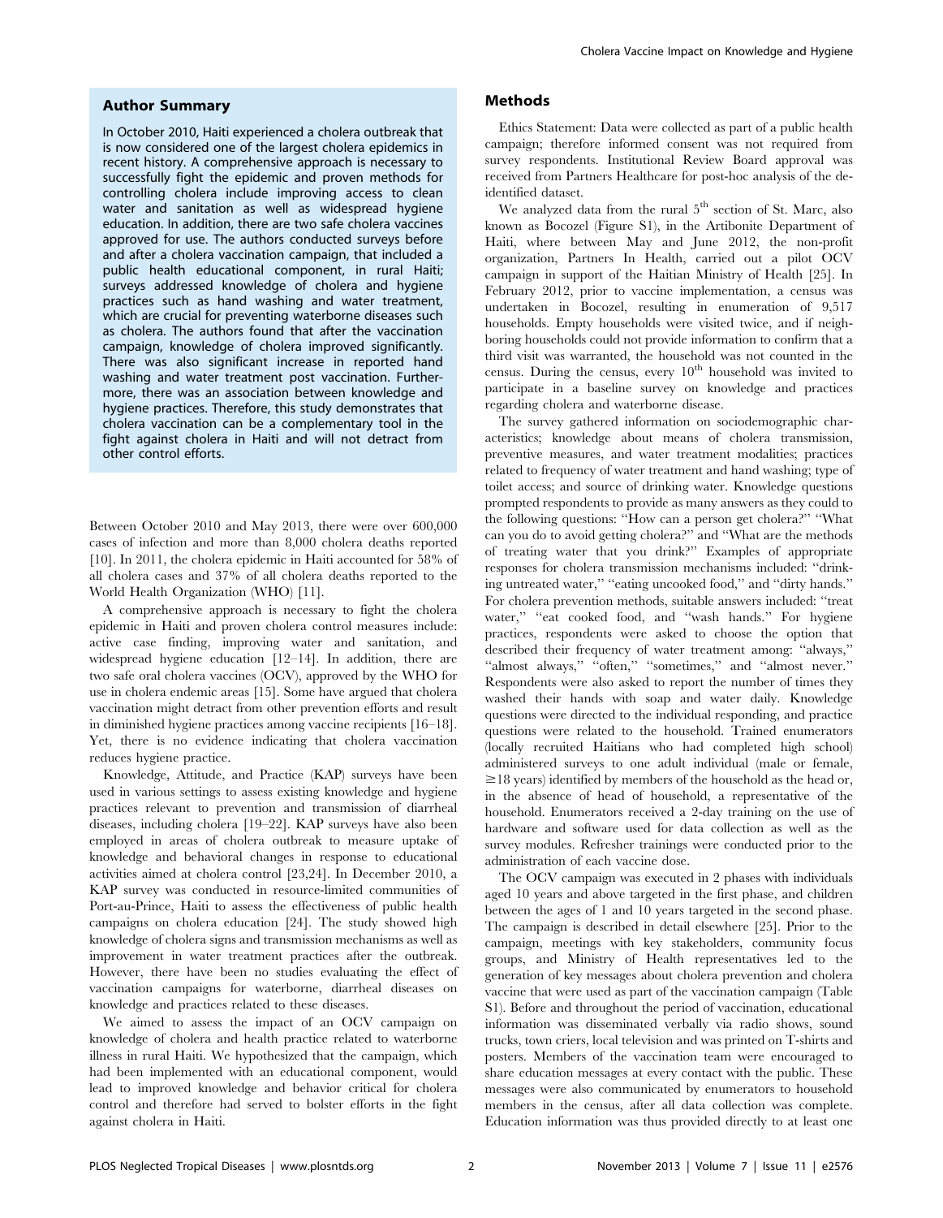## Author Summary

In October 2010, Haiti experienced a cholera outbreak that is now considered one of the largest cholera epidemics in recent history. A comprehensive approach is necessary to successfully fight the epidemic and proven methods for controlling cholera include improving access to clean water and sanitation as well as widespread hygiene education. In addition, there are two safe cholera vaccines approved for use. The authors conducted surveys before and after a cholera vaccination campaign, that included a public health educational component, in rural Haiti; surveys addressed knowledge of cholera and hygiene practices such as hand washing and water treatment, which are crucial for preventing waterborne diseases such as cholera. The authors found that after the vaccination campaign, knowledge of cholera improved significantly. There was also significant increase in reported hand washing and water treatment post vaccination. Furthermore, there was an association between knowledge and hygiene practices. Therefore, this study demonstrates that cholera vaccination can be a complementary tool in the fight against cholera in Haiti and will not detract from other control efforts.

Between October 2010 and May 2013, there were over 600,000 cases of infection and more than 8,000 cholera deaths reported [10]. In 2011, the cholera epidemic in Haiti accounted for 58% of all cholera cases and 37% of all cholera deaths reported to the World Health Organization (WHO) [11].

A comprehensive approach is necessary to fight the cholera epidemic in Haiti and proven cholera control measures include: active case finding, improving water and sanitation, and widespread hygiene education [12–14]. In addition, there are two safe oral cholera vaccines (OCV), approved by the WHO for use in cholera endemic areas [15]. Some have argued that cholera vaccination might detract from other prevention efforts and result in diminished hygiene practices among vaccine recipients [16–18]. Yet, there is no evidence indicating that cholera vaccination reduces hygiene practice.

Knowledge, Attitude, and Practice (KAP) surveys have been used in various settings to assess existing knowledge and hygiene practices relevant to prevention and transmission of diarrheal diseases, including cholera [19–22]. KAP surveys have also been employed in areas of cholera outbreak to measure uptake of knowledge and behavioral changes in response to educational activities aimed at cholera control [23,24]. In December 2010, a KAP survey was conducted in resource-limited communities of Port-au-Prince, Haiti to assess the effectiveness of public health campaigns on cholera education [24]. The study showed high knowledge of cholera signs and transmission mechanisms as well as improvement in water treatment practices after the outbreak. However, there have been no studies evaluating the effect of vaccination campaigns for waterborne, diarrheal diseases on knowledge and practices related to these diseases.

We aimed to assess the impact of an OCV campaign on knowledge of cholera and health practice related to waterborne illness in rural Haiti. We hypothesized that the campaign, which had been implemented with an educational component, would lead to improved knowledge and behavior critical for cholera control and therefore had served to bolster efforts in the fight against cholera in Haiti.

## Methods

Ethics Statement: Data were collected as part of a public health campaign; therefore informed consent was not required from survey respondents. Institutional Review Board approval was received from Partners Healthcare for post-hoc analysis of the de-identified dataset.

We analyzed data from the rural 5th section of St. Marc, also known as Bocozel (Figure S1), in the Artibonite Department of Haiti, where between May and June 2012, the non-profit organization, Partners In Health, carried out a pilot OCV campaign in support of the Haitian Ministry of Health [25]. In February 2012, prior to vaccine implementation, a census was undertaken in Bocozel, resulting in enumeration of 9,517 households. Empty households were visited twice, and if neighboring households could not provide information to confirm that a third visit was warranted, the household was not counted in the census. During the census, every 10th household was invited to participate in a baseline survey on knowledge and practices regarding cholera and waterborne disease.

The survey gathered information on sociodemographic characteristics; knowledge about means of cholera transmission, preventive measures, and water treatment modalities; practices related to frequency of water treatment and hand washing; type of toilet access; and source of drinking water. Knowledge questions prompted respondents to provide as many answers as they could to the following questions: "How can a person get cholera?" "What can you do to avoid getting cholera?" and "What are the methods of treating water that you drink?" Examples of appropriate responses for cholera transmission mechanisms included: "drinking untreated water," "eating uncooked food," and "dirty hands." For cholera prevention methods, suitable answers included: "treat water," "eat cooked food, and "wash hands." For hygiene practices, respondents were asked to choose the option that described their frequency of water treatment among: "always," "almost always," "often," "sometimes," and "almost never." Respondents were also asked to report the number of times they washed their hands with soap and water daily. Knowledge questions were directed to the individual responding, and practice questions were related to the household. Trained enumerators (locally recruited Haitians who had completed high school) administered surveys to one adult individual (male or female, ≥18 years) identified by members of the household as the head or, in the absence of head of household, a representative of the household. Enumerators received a 2-day training on the use of hardware and software used for data collection as well as the survey modules. Refresher trainings were conducted prior to the administration of each vaccine dose.

The OCV campaign was executed in 2 phases with individuals aged 10 years and above targeted in the first phase, and children between the ages of 1 and 10 years targeted in the second phase. The campaign is described in detail elsewhere [25]. Prior to the campaign, meetings with key stakeholders, community focus groups, and Ministry of Health representatives led to the generation of key messages about cholera prevention and cholera vaccine that were used as part of the vaccination campaign (Table S1). Before and throughout the period of vaccination, educational information was disseminated verbally via radio shows, sound trucks, town criers, local television and was printed on T-shirts and posters. Members of the vaccination team were encouraged to share education messages at every contact with the public. These messages were also communicated by enumerators to household members in the census, after all data collection was complete. Education information was thus provided directly to at least one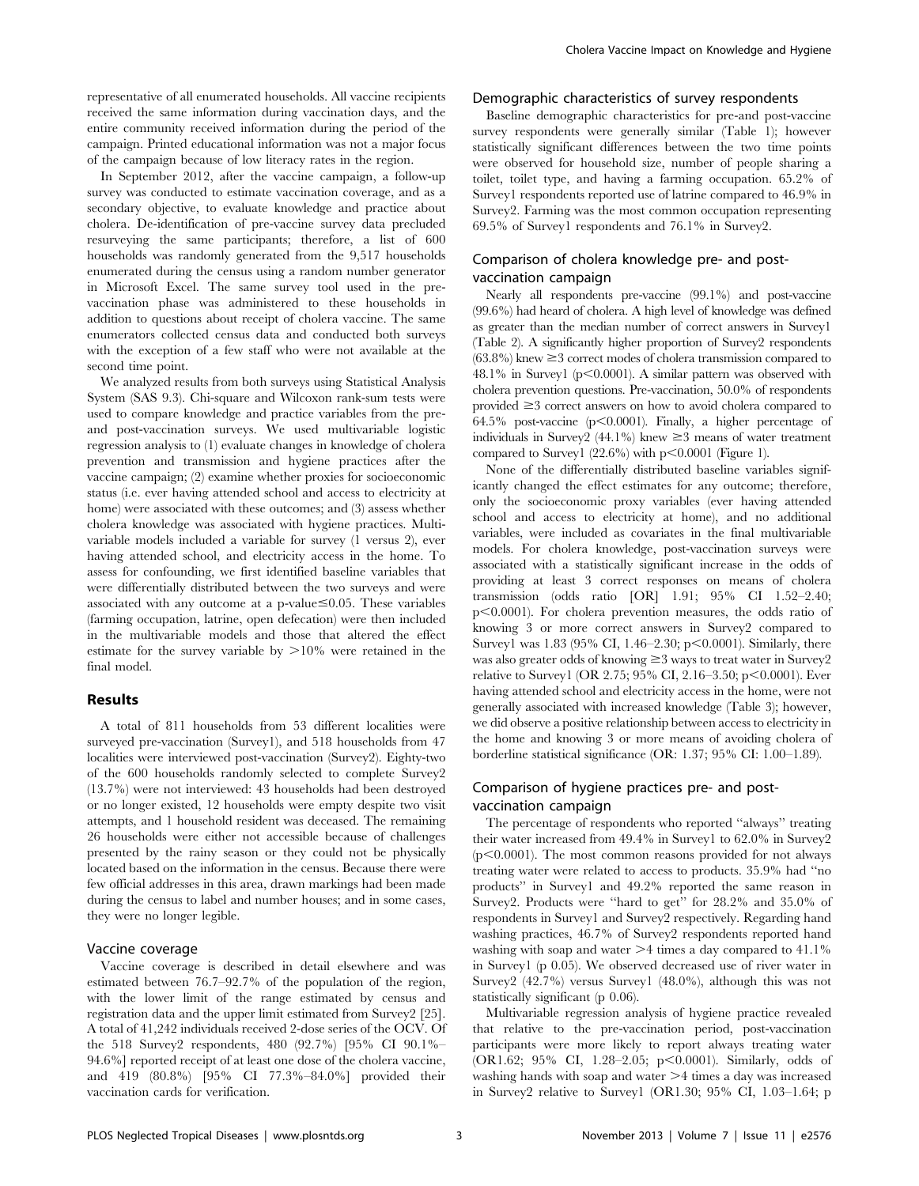representative of all enumerated households. All vaccine recipients received the same information during vaccination days, and the entire community received information during the period of the campaign. Printed educational information was not a major focus of the campaign because of low literacy rates in the region.

In September 2012, after the vaccine campaign, a follow-up survey was conducted to estimate vaccination coverage, and as a secondary objective, to evaluate knowledge and practice about cholera. De-identification of pre-vaccine survey data precluded resurveying the same participants; therefore, a list of 600 households was randomly generated from the 9,517 households enumerated during the census using a random number generator in Microsoft Excel. The same survey tool used in the pre-vaccination phase was administered to these households in addition to questions about receipt of cholera vaccine. The same enumerators collected census data and conducted both surveys with the exception of a few staff who were not available at the second time point.

We analyzed results from both surveys using Statistical Analysis System (SAS 9.3). Chi-square and Wilcoxon rank-sum tests were used to compare knowledge and practice variables from the pre- and post-vaccination surveys. We used multivariable logistic regression analysis to (1) evaluate changes in knowledge of cholera prevention and transmission and hygiene practices after the vaccine campaign; (2) examine whether proxies for socioeconomic status (i.e. ever having attended school and access to electricity at home) were associated with these outcomes; and (3) assess whether cholera knowledge was associated with hygiene practices. Multivariable models included a variable for survey (1 versus 2), ever having attended school, and electricity access in the home. To assess for confounding, we first identified baseline variables that were differentially distributed between the two surveys and were associated with any outcome at a p-value$\leq$0.05. These variables (farming occupation, latrine, open defecation) were then included in the multivariable models and those that altered the effect estimate for the survey variable by $>$10% were retained in the final model.

## Results

A total of 811 households from 53 different localities were surveyed pre-vaccination (Survey1), and 518 households from 47 localities were interviewed post-vaccination (Survey2). Eighty-two of the 600 households randomly selected to complete Survey2 (13.7%) were not interviewed: 43 households had been destroyed or no longer existed, 12 households were empty despite two visit attempts, and 1 household resident was deceased. The remaining 26 households were either not accessible because of challenges presented by the rainy season or they could not be physically located based on the information in the census. Because there were few official addresses in this area, drawn markings had been made during the census to label and number houses; and in some cases, they were no longer legible.

### Vaccine coverage

Vaccine coverage is described in detail elsewhere and was estimated between 76.7–92.7% of the population of the region, with the lower limit of the range estimated by census and registration data and the upper limit estimated from Survey2 [25]. A total of 41,242 individuals received 2-dose series of the OCV. Of the 518 Survey2 respondents, 480 (92.7%) [95% CI 90.1%–94.6%] reported receipt of at least one dose of the cholera vaccine, and 419 (80.8%) [95% CI 77.3%–84.0%] provided their vaccination cards for verification.

### Demographic characteristics of survey respondents

Baseline demographic characteristics for pre-and post-vaccine survey respondents were generally similar (Table 1); however statistically significant differences between the two time points were observed for household size, number of people sharing a toilet, toilet type, and having a farming occupation. 65.2% of Survey1 respondents reported use of latrine compared to 46.9% in Survey2. Farming was the most common occupation representing 69.5% of Survey1 respondents and 76.1% in Survey2.

### Comparison of cholera knowledge pre- and post-vaccination campaign

Nearly all respondents pre-vaccine (99.1%) and post-vaccine (99.6%) had heard of cholera. A high level of knowledge was defined as greater than the median number of correct answers in Survey1 (Table 2). A significantly higher proportion of Survey2 respondents (63.8%) knew $\geq$3 correct modes of cholera transmission compared to 48.1% in Survey1 ($p<0.0001$). A similar pattern was observed with cholera prevention questions. Pre-vaccination, 50.0% of respondents provided $\geq$3 correct answers on how to avoid cholera compared to 64.5% post-vaccine ($p<0.0001$). Finally, a higher percentage of individuals in Survey2 (44.1%) knew $\geq$3 means of water treatment compared to Survey1 (22.6%) with $p<0.0001$ (Figure 1).

None of the differentially distributed baseline variables significantly changed the effect estimates for any outcome; therefore, only the socioeconomic proxy variables (ever having attended school and access to electricity at home), and no additional variables, were included as covariates in the final multivariable models. For cholera knowledge, post-vaccination surveys were associated with a statistically significant increase in the odds of providing at least 3 correct responses on means of cholera transmission (odds ratio [OR] 1.91; 95% CI 1.52–2.40; $p<0.0001$). For cholera prevention measures, the odds ratio of knowing 3 or more correct answers in Survey2 compared to Survey1 was 1.83 (95% CI, 1.46–2.30; $p<0.0001$). Similarly, there was also greater odds of knowing $\geq$3 ways to treat water in Survey2 relative to Survey1 (OR 2.75; 95% CI, 2.16–3.50; $p<0.0001$). Ever having attended school and electricity access in the home, were not generally associated with increased knowledge (Table 3); however, we did observe a positive relationship between access to electricity in the home and knowing 3 or more means of avoiding cholera of borderline statistical significance (OR: 1.37; 95% CI: 1.00–1.89).

### Comparison of hygiene practices pre- and post-vaccination campaign

The percentage of respondents who reported "always" treating their water increased from 49.4% in Survey1 to 62.0% in Survey2 ($p<0.0001$). The most common reasons provided for not always treating water were related to access to products. 35.9% had "no products" in Survey1 and 49.2% reported the same reason in Survey2. Products were "hard to get" for 28.2% and 35.0% of respondents in Survey1 and Survey2 respectively. Regarding hand washing practices, 46.7% of Survey2 respondents reported hand washing with soap and water $>$4 times a day compared to 41.1% in Survey1 (p 0.05). We observed decreased use of river water in Survey2 (42.7%) versus Survey1 (48.0%), although this was not statistically significant (p 0.06).

Multivariable regression analysis of hygiene practice revealed that relative to the pre-vaccination period, post-vaccination participants were more likely to report always treating water (OR1.62; 95% CI, 1.28–2.05; $p<0.0001$). Similarly, odds of washing hands with soap and water $>$4 times a day was increased in Survey2 relative to Survey1 (OR1.30; 95% CI, 1.03–1.64; p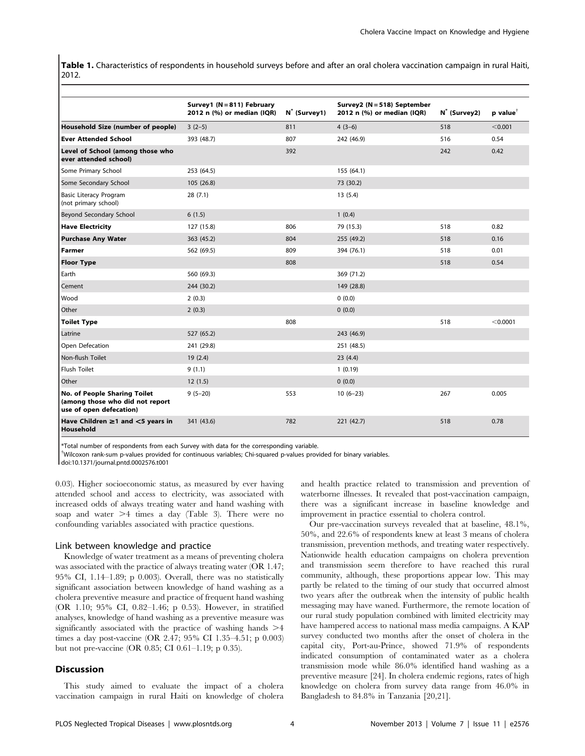**Table 1.** Characteristics of respondents in household surveys before and after an oral cholera vaccination campaign in rural Haiti, 2012.

| | Survey1 (N = 811) February 2012 n (%) or median (IQR) | N* (Survey1) | Survey2 (N = 518) September 2012 n (%) or median (IQR) | N* (Survey2) | p value† |
|---|---|---|---|---|---|
| **Household Size (number of people)** | 3 (2–5) | 811 | 4 (3–6) | 518 | <0.001 |
| **Ever Attended School** | 393 (48.7) | 807 | 242 (46.9) | 516 | 0.54 |
| **Level of School (among those who ever attended school)** | | 392 | | 242 | 0.42 |
| Some Primary School | 253 (64.5) | | 155 (64.1) | | |
| Some Secondary School | 105 (26.8) | | 73 (30.2) | | |
| Basic Literacy Program (not primary school) | 28 (7.1) | | 13 (5.4) | | |
| Beyond Secondary School | 6 (1.5) | | 1 (0.4) | | |
| **Have Electricity** | 127 (15.8) | 806 | 79 (15.3) | 518 | 0.82 |
| **Purchase Any Water** | 363 (45.2) | 804 | 255 (49.2) | 518 | 0.16 |
| **Farmer** | 562 (69.5) | 809 | 394 (76.1) | 518 | 0.01 |
| **Floor Type** | | 808 | | 518 | 0.54 |
| Earth | 560 (69.3) | | 369 (71.2) | | |
| Cement | 244 (30.2) | | 149 (28.8) | | |
| Wood | 2 (0.3) | | 0 (0.0) | | |
| Other | 2 (0.3) | | 0 (0.0) | | |
| **Toilet Type** | | 808 | | 518 | <0.0001 |
| Latrine | 527 (65.2) | | 243 (46.9) | | |
| Open Defecation | 241 (29.8) | | 251 (48.5) | | |
| Non-flush Toilet | 19 (2.4) | | 23 (4.4) | | |
| Flush Toilet | 9 (1.1) | | 1 (0.19) | | |
| Other | 12 (1.5) | | 0 (0.0) | | |
| **No. of People Sharing Toilet (among those who did not report use of open defecation)** | 9 (5–20) | 553 | 10 (6–23) | 267 | 0.005 |
| **Have Children ≥1 and <5 years in Household** | 341 (43.6) | 782 | 221 (42.7) | 518 | 0.78 |

*Total number of respondents from each Survey with data for the corresponding variable.
†Wilcoxon rank-sum p-values provided for continuous variables; Chi-squared p-values provided for binary variables.
doi:10.1371/journal.pntd.0002576.t001

0.03). Higher socioeconomic status, as measured by ever having attended school and access to electricity, was associated with increased odds of always treating water and hand washing with soap and water >4 times a day (Table 3). There were no confounding variables associated with practice questions.

### Link between knowledge and practice

Knowledge of water treatment as a means of preventing cholera was associated with the practice of always treating water (OR 1.47; 95% CI, 1.14–1.89; p 0.003). Overall, there was no statistically significant association between knowledge of hand washing as a cholera preventive measure and practice of frequent hand washing (OR 1.10; 95% CI, 0.82–1.46; p 0.53). However, in stratified analyses, knowledge of hand washing as a preventive measure was significantly associated with the practice of washing hands >4 times a day post-vaccine (OR 2.47; 95% CI 1.35–4.51; p 0.003) but not pre-vaccine (OR 0.85; CI 0.61–1.19; p 0.35).

## Discussion

This study aimed to evaluate the impact of a cholera vaccination campaign in rural Haiti on knowledge of cholera and health practice related to transmission and prevention of waterborne illnesses. It revealed that post-vaccination campaign, there was a significant increase in baseline knowledge and improvement in practice essential to cholera control.

Our pre-vaccination surveys revealed that at baseline, 48.1%, 50%, and 22.6% of respondents knew at least 3 means of cholera transmission, prevention methods, and treating water respectively. Nationwide health education campaigns on cholera prevention and transmission seem therefore to have reached this rural community, although, these proportions appear low. This may partly be related to the timing of our study that occurred almost two years after the outbreak when the intensity of public health messaging may have waned. Furthermore, the remote location of our rural study population combined with limited electricity may have hampered access to national mass media campaigns. A KAP survey conducted two months after the onset of cholera in the capital city, Port-au-Prince, showed 71.9% of respondents indicated consumption of contaminated water as a cholera transmission mode while 86.0% identified hand washing as a preventive measure [24]. In cholera endemic regions, rates of high knowledge on cholera from survey data range from 46.0% in Bangladesh to 84.8% in Tanzania [20,21].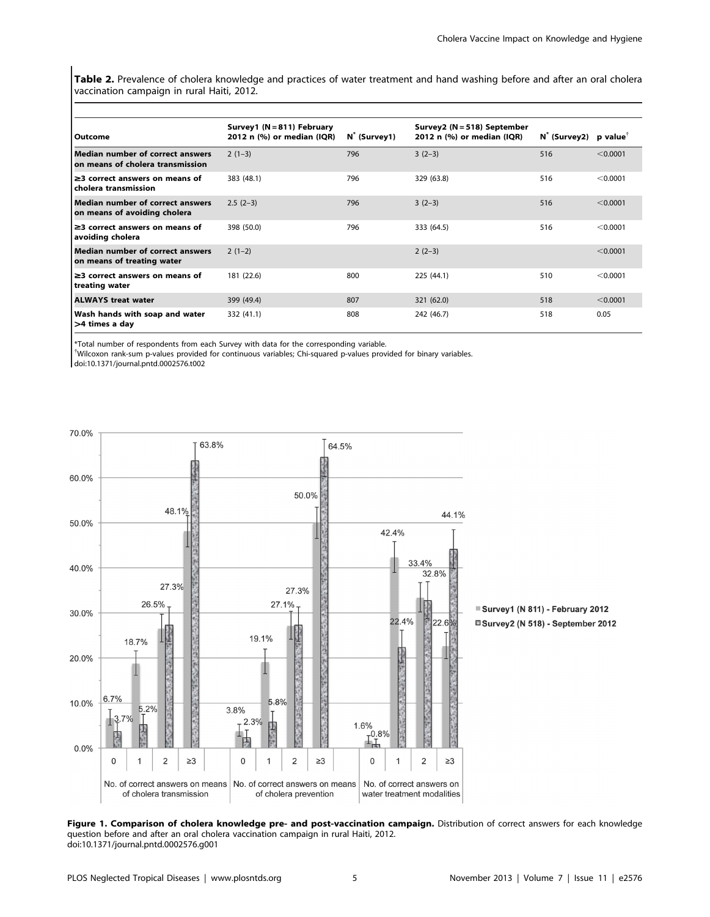**Table 2.** Prevalence of cholera knowledge and practices of water treatment and hand washing before and after an oral cholera vaccination campaign in rural Haiti, 2012.

| Outcome | Survey1 (N = 811) February 2012 n (%) or median (IQR) | N* (Survey1) | Survey2 (N = 518) September 2012 n (%) or median (IQR) | N* (Survey2) | p value† |
|---|---|---|---|---|---|
| **Median number of correct answers on means of cholera transmission** | 2 (1–3) | 796 | 3 (2–3) | 516 | <0.0001 |
| **≥3 correct answers on means of cholera transmission** | 383 (48.1) | 796 | 329 (63.8) | 516 | <0.0001 |
| **Median number of correct answers on means of avoiding cholera** | 2.5 (2–3) | 796 | 3 (2–3) | 516 | <0.0001 |
| **≥3 correct answers on means of avoiding cholera** | 398 (50.0) | 796 | 333 (64.5) | 516 | <0.0001 |
| **Median number of correct answers on means of treating water** | 2 (1–2) | | 2 (2–3) | | <0.0001 |
| **≥3 correct answers on means of treating water** | 181 (22.6) | 800 | 225 (44.1) | 510 | <0.0001 |
| **ALWAYS treat water** | 399 (49.4) | 807 | 321 (62.0) | 518 | <0.0001 |
| **Wash hands with soap and water >4 times a day** | 332 (41.1) | 808 | 242 (46.7) | 518 | 0.05 |

*Total number of respondents from each Survey with data for the corresponding variable.
†Wilcoxon rank-sum p-values provided for continuous variables; Chi-squared p-values provided for binary variables.
doi:10.1371/journal.pntd.0002576.t002

**Figure 1. Comparison of cholera knowledge pre- and post-vaccination campaign.** Distribution of correct answers for each knowledge question before and after an oral cholera vaccination campaign in rural Haiti, 2012.
doi:10.1371/journal.pntd.0002576.g001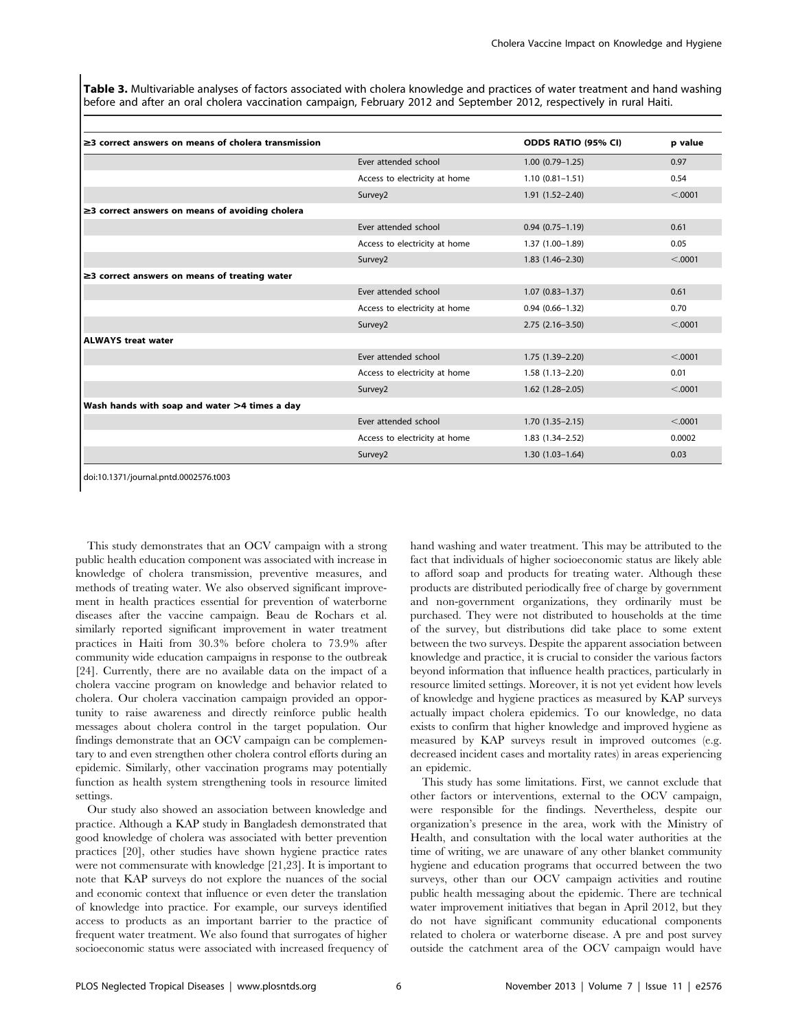**Table 3.** Multivariable analyses of factors associated with cholera knowledge and practices of water treatment and hand washing before and after an oral cholera vaccination campaign, February 2012 and September 2012, respectively in rural Haiti.

| ≥3 correct answers on means of cholera transmission | | ODDS RATIO (95% CI) | p value |
|---|---|---|---|
| | Ever attended school | 1.00 (0.79–1.25) | 0.97 |
| | Access to electricity at home | 1.10 (0.81–1.51) | 0.54 |
| | Survey2 | 1.91 (1.52–2.40) | <.0001 |
| **≥3 correct answers on means of avoiding cholera** | | | |
| | Ever attended school | 0.94 (0.75–1.19) | 0.61 |
| | Access to electricity at home | 1.37 (1.00–1.89) | 0.05 |
| | Survey2 | 1.83 (1.46–2.30) | <.0001 |
| **≥3 correct answers on means of treating water** | | | |
| | Ever attended school | 1.07 (0.83–1.37) | 0.61 |
| | Access to electricity at home | 0.94 (0.66–1.32) | 0.70 |
| | Survey2 | 2.75 (2.16–3.50) | <.0001 |
| **ALWAYS treat water** | | | |
| | Ever attended school | 1.75 (1.39–2.20) | <.0001 |
| | Access to electricity at home | 1.58 (1.13–2.20) | 0.01 |
| | Survey2 | 1.62 (1.28–2.05) | <.0001 |
| **Wash hands with soap and water >4 times a day** | | | |
| | Ever attended school | 1.70 (1.35–2.15) | <.0001 |
| | Access to electricity at home | 1.83 (1.34–2.52) | 0.0002 |
| | Survey2 | 1.30 (1.03–1.64) | 0.03 |

doi:10.1371/journal.pntd.0002576.t003

This study demonstrates that an OCV campaign with a strong public health education component was associated with increase in knowledge of cholera transmission, preventive measures, and methods of treating water. We also observed significant improvement in health practices essential for prevention of waterborne diseases after the vaccine campaign. Beau de Rochars et al. similarly reported significant improvement in water treatment practices in Haiti from 30.3% before cholera to 73.9% after community wide education campaigns in response to the outbreak [24]. Currently, there are no available data on the impact of a cholera vaccine program on knowledge and behavior related to cholera. Our cholera vaccination campaign provided an opportunity to raise awareness and directly reinforce public health messages about cholera control in the target population. Our findings demonstrate that an OCV campaign can be complementary to and even strengthen other cholera control efforts during an epidemic. Similarly, other vaccination programs may potentially function as health system strengthening tools in resource limited settings.

Our study also showed an association between knowledge and practice. Although a KAP study in Bangladesh demonstrated that good knowledge of cholera was associated with better prevention practices [20], other studies have shown hygiene practice rates were not commensurate with knowledge [21,23]. It is important to note that KAP surveys do not explore the nuances of the social and economic context that influence or even deter the translation of knowledge into practice. For example, our surveys identified access to products as an important barrier to the practice of frequent water treatment. We also found that surrogates of higher socioeconomic status were associated with increased frequency of hand washing and water treatment. This may be attributed to the fact that individuals of higher socioeconomic status are likely able to afford soap and products for treating water. Although these products are distributed periodically free of charge by government and non-government organizations, they ordinarily must be purchased. They were not distributed to households at the time of the survey, but distributions did take place to some extent between the two surveys. Despite the apparent association between knowledge and practice, it is crucial to consider the various factors beyond information that influence health practices, particularly in resource limited settings. Moreover, it is not yet evident how levels of knowledge and hygiene practices as measured by KAP surveys actually impact cholera epidemics. To our knowledge, no data exists to confirm that higher knowledge and improved hygiene as measured by KAP surveys result in improved outcomes (e.g. decreased incident cases and mortality rates) in areas experiencing an epidemic.

This study has some limitations. First, we cannot exclude that other factors or interventions, external to the OCV campaign, were responsible for the findings. Nevertheless, despite our organization's presence in the area, work with the Ministry of Health, and consultation with the local water authorities at the time of writing, we are unaware of any other blanket community hygiene and education programs that occurred between the two surveys, other than our OCV campaign activities and routine public health messaging about the epidemic. There are technical water improvement initiatives that began in April 2012, but they do not have significant community educational components related to cholera or waterborne disease. A pre and post survey outside the catchment area of the OCV campaign would have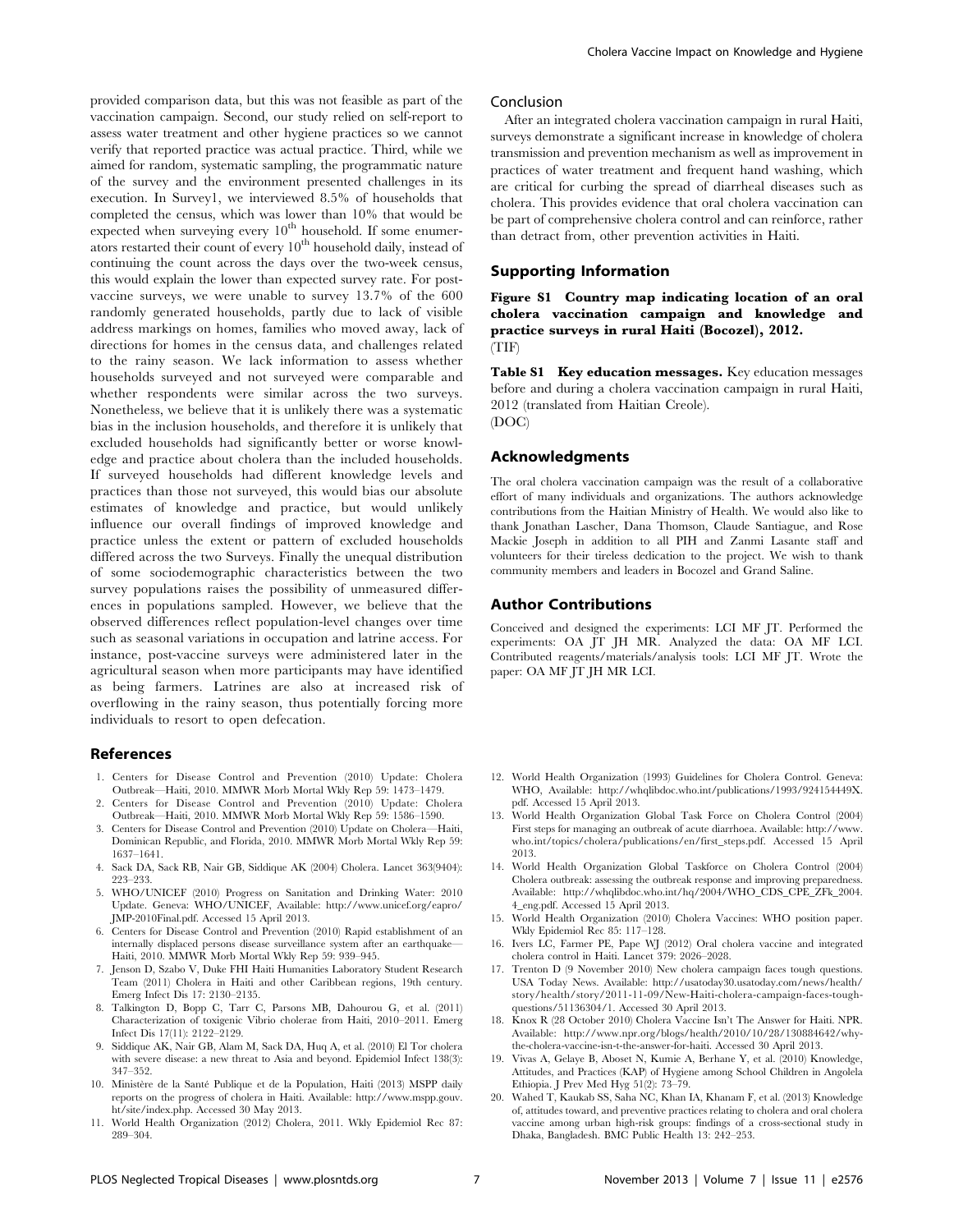provided comparison data, but this was not feasible as part of the vaccination campaign. Second, our study relied on self-report to assess water treatment and other hygiene practices so we cannot verify that reported practice was actual practice. Third, while we aimed for random, systematic sampling, the programmatic nature of the survey and the environment presented challenges in its execution. In Survey1, we interviewed 8.5% of households that completed the census, which was lower than 10% that would be expected when surveying every 10[th] household. If some enumerators restarted their count of every 10[th] household daily, instead of continuing the count across the days over the two-week census, this would explain the lower than expected survey rate. For post-vaccine surveys, we were unable to survey 13.7% of the 600 randomly generated households, partly due to lack of visible address markings on homes, families who moved away, lack of directions for homes in the census data, and challenges related to the rainy season. We lack information to assess whether households surveyed and not surveyed were comparable and whether respondents were similar across the two surveys. Nonetheless, we believe that it is unlikely there was a systematic bias in the inclusion households, and therefore it is unlikely that excluded households had significantly better or worse knowledge and practice about cholera than the included households. If surveyed households had different knowledge levels and practices than those not surveyed, this would bias our absolute estimates of knowledge and practice, but would unlikely influence our overall findings of improved knowledge and practice unless the extent or pattern of excluded households differed across the two Surveys. Finally the unequal distribution of some sociodemographic characteristics between the two survey populations raises the possibility of unmeasured differences in populations sampled. However, we believe that the observed differences reflect population-level changes over time such as seasonal variations in occupation and latrine access. For instance, post-vaccine surveys were administered later in the agricultural season when more participants may have identified as being farmers. Latrines are also at increased risk of overflowing in the rainy season, thus potentially forcing more individuals to resort to open defecation.

## Conclusion

After an integrated cholera vaccination campaign in rural Haiti, surveys demonstrate a significant increase in knowledge of cholera transmission and prevention mechanism as well as improvement in practices of water treatment and frequent hand washing, which are critical for curbing the spread of diarrheal diseases such as cholera. This provides evidence that oral cholera vaccination can be part of comprehensive cholera control and can reinforce, rather than detract from, other prevention activities in Haiti.

## Supporting Information

**Figure S1 Country map indicating location of an oral cholera vaccination campaign and knowledge and practice surveys in rural Haiti (Bocozel), 2012.**
(TIF)

**Table S1 Key education messages.** Key education messages before and during a cholera vaccination campaign in rural Haiti, 2012 (translated from Haitian Creole).
(DOC)

## Acknowledgments

The oral cholera vaccination campaign was the result of a collaborative effort of many individuals and organizations. The authors acknowledge contributions from the Haitian Ministry of Health. We would also like to thank Jonathan Lascher, Dana Thomson, Claude Santiague, and Rose Mackie Joseph in addition to all PIH and Zanmi Lasante staff and volunteers for their tireless dedication to the project. We wish to thank community members and leaders in Bocozel and Grand Saline.

## Author Contributions

Conceived and designed the experiments: LCI MF JT. Performed the experiments: OA JT JH MR. Analyzed the data: OA MF LCI. Contributed reagents/materials/analysis tools: LCI MF JT. Wrote the paper: OA MF JT JH MR LCI.

## References

1. Centers for Disease Control and Prevention (2010) Update: Cholera Outbreak—Haiti, 2010. MMWR Morb Mortal Wkly Rep 59: 1473–1479.
2. Centers for Disease Control and Prevention (2010) Update: Cholera Outbreak—Haiti, 2010. MMWR Morb Mortal Wkly Rep 59: 1586–1590.
3. Centers for Disease Control and Prevention (2010) Update on Cholera—Haiti, Dominican Republic, and Florida, 2010. MMWR Morb Mortal Wkly Rep 59: 1637–1641.
4. Sack DA, Sack RB, Nair GB, Siddique AK (2004) Cholera. Lancet 363(9404): 223–233.
5. WHO/UNICEF (2010) Progress on Sanitation and Drinking Water: 2010 Update. Geneva: WHO/UNICEF, Available: http://www.unicef.org/eapro/JMP-2010Final.pdf. Accessed 15 April 2013.
6. Centers for Disease Control and Prevention (2010) Rapid establishment of an internally displaced persons disease surveillance system after an earthquake—Haiti, 2010. MMWR Morb Mortal Wkly Rep 59: 939–945.
7. Jenson D, Szabo V, Duke FHI Haiti Humanities Laboratory Student Research Team (2011) Cholera in Haiti and other Caribbean regions, 19th century. Emerg Infect Dis 17: 2130–2135.
8. Talkington D, Bopp C, Tarr C, Parsons MB, Dahourou G, et al. (2011) Characterization of toxigenic Vibrio cholerae from Haiti, 2010–2011. Emerg Infect Dis 17(11): 2122–2129.
9. Siddique AK, Nair GB, Alam M, Sack DA, Huq A, et al. (2010) El Tor cholera with severe disease: a new threat to Asia and beyond. Epidemiol Infect 138(3): 347–352.
10. Ministère de la Santé Publique et de la Population, Haiti (2013) MSPP daily reports on the progress of cholera in Haiti. Available: http://www.mspp.gouv.ht/site/index.php. Accessed 30 May 2013.
11. World Health Organization (2012) Cholera, 2011. Wkly Epidemiol Rec 87: 289–304.
12. World Health Organization (1993) Guidelines for Cholera Control. Geneva: WHO, Available: http://whqlibdoc.who.int/publications/1993/924154449X.pdf. Accessed 15 April 2013.
13. World Health Organization Global Task Force on Cholera Control (2004) First steps for managing an outbreak of acute diarrhoea. Available: http://www.who.int/topics/cholera/publications/en/first_steps.pdf. Accessed 15 April 2013.
14. World Health Organization Global Taskforce on Cholera Control (2004) Cholera outbreak: assessing the outbreak response and improving preparedness. Available: http://whqlibdoc.who.int/hq/2004/WHO_CDS_CPE_ZFk_2004.4_eng.pdf. Accessed 15 April 2013.
15. World Health Organization (2010) Cholera Vaccines: WHO position paper. Wkly Epidemiol Rec 85: 117–128.
16. Ivers LC, Farmer PE, Pape WJ (2012) Oral cholera vaccine and integrated cholera control in Haiti. Lancet 379: 2026–2028.
17. Trenton D (9 November 2010) New cholera campaign faces tough questions. USA Today News. Available: http://usatoday30.usatoday.com/news/health/story/health/story/2011-11-09/New-Haiti-cholera-campaign-faces-tough-questions/51136304/1. Accessed 30 April 2013.
18. Knox R (28 October 2010) Cholera Vaccine Isn't The Answer for Haiti. NPR. Available: http://www.npr.org/blogs/health/2010/10/28/130884642/why-the-cholera-vaccine-isn-t-the-answer-for-haiti. Accessed 30 April 2013.
19. Vivas A, Gelaye B, Aboset N, Kumie A, Berhane Y, et al. (2010) Knowledge, Attitudes, and Practices (KAP) of Hygiene among School Children in Angolela Ethiopia. J Prev Med Hyg 51(2): 73–79.
20. Wahed T, Kaukab SS, Saha NC, Khan IA, Khanam F, et al. (2013) Knowledge of, attitudes toward, and preventive practices relating to cholera and oral cholera vaccine among urban high-risk groups: findings of a cross-sectional study in Dhaka, Bangladesh. BMC Public Health 13: 242–253.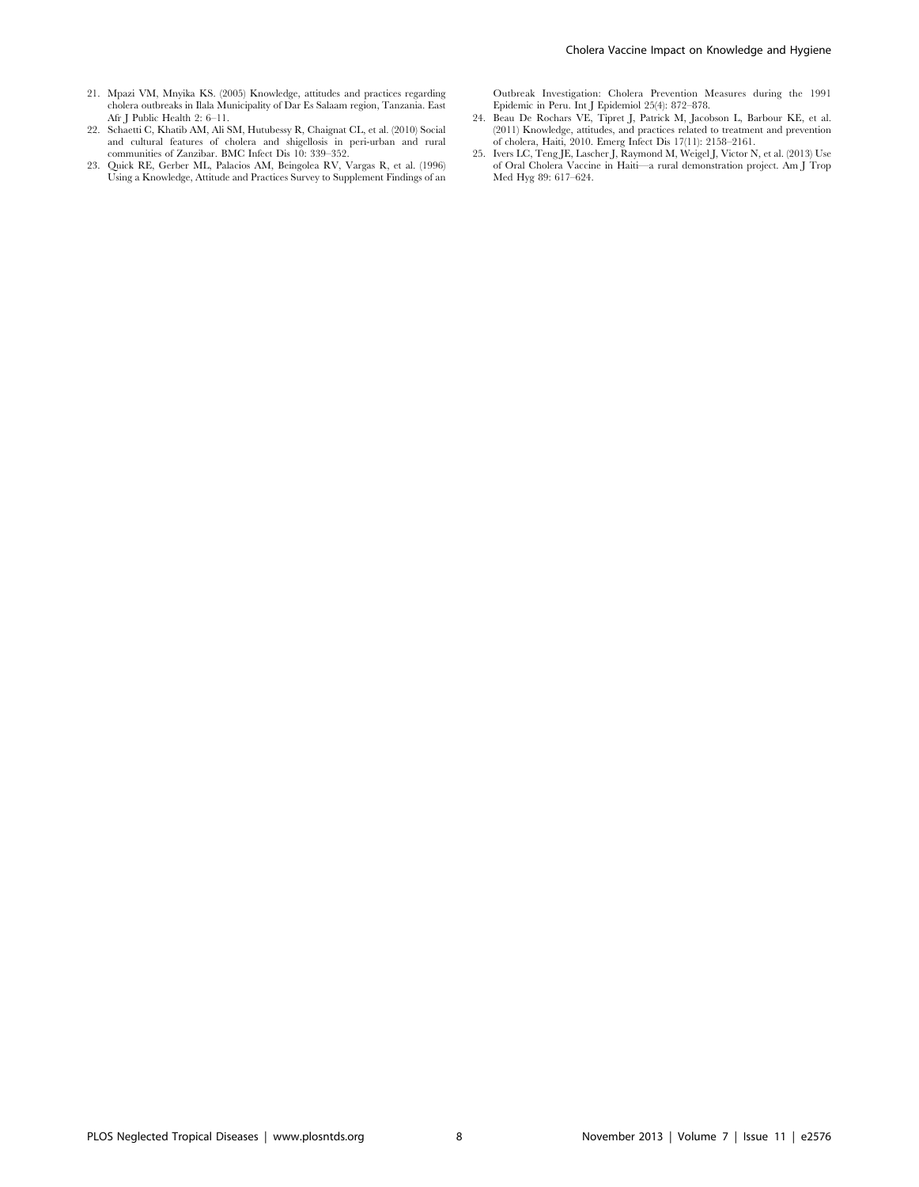21. Mpazi VM, Mnyika KS. (2005) Knowledge, attitudes and practices regarding cholera outbreaks in Ilala Municipality of Dar Es Salaam region, Tanzania. East Afr J Public Health 2: 6–11.
22. Schaetti C, Khatib AM, Ali SM, Hutubessy R, Chaignat CL, et al. (2010) Social and cultural features of cholera and shigellosis in peri-urban and rural communities of Zanzibar. BMC Infect Dis 10: 339–352.
23. Quick RE, Gerber ML, Palacios AM, Beingolea RV, Vargas R, et al. (1996) Using a Knowledge, Attitude and Practices Survey to Supplement Findings of an Outbreak Investigation: Cholera Prevention Measures during the 1991 Epidemic in Peru. Int J Epidemiol 25(4): 872–878.
24. Beau De Rochars VE, Tipret J, Patrick M, Jacobson L, Barbour KE, et al. (2011) Knowledge, attitudes, and practices related to treatment and prevention of cholera, Haiti, 2010. Emerg Infect Dis 17(11): 2158–2161.
25. Ivers LC, Teng JE, Lascher J, Raymond M, Weigel J, Victor N, et al. (2013) Use of Oral Cholera Vaccine in Haiti—a rural demonstration project. Am J Trop Med Hyg 89: 617–624.